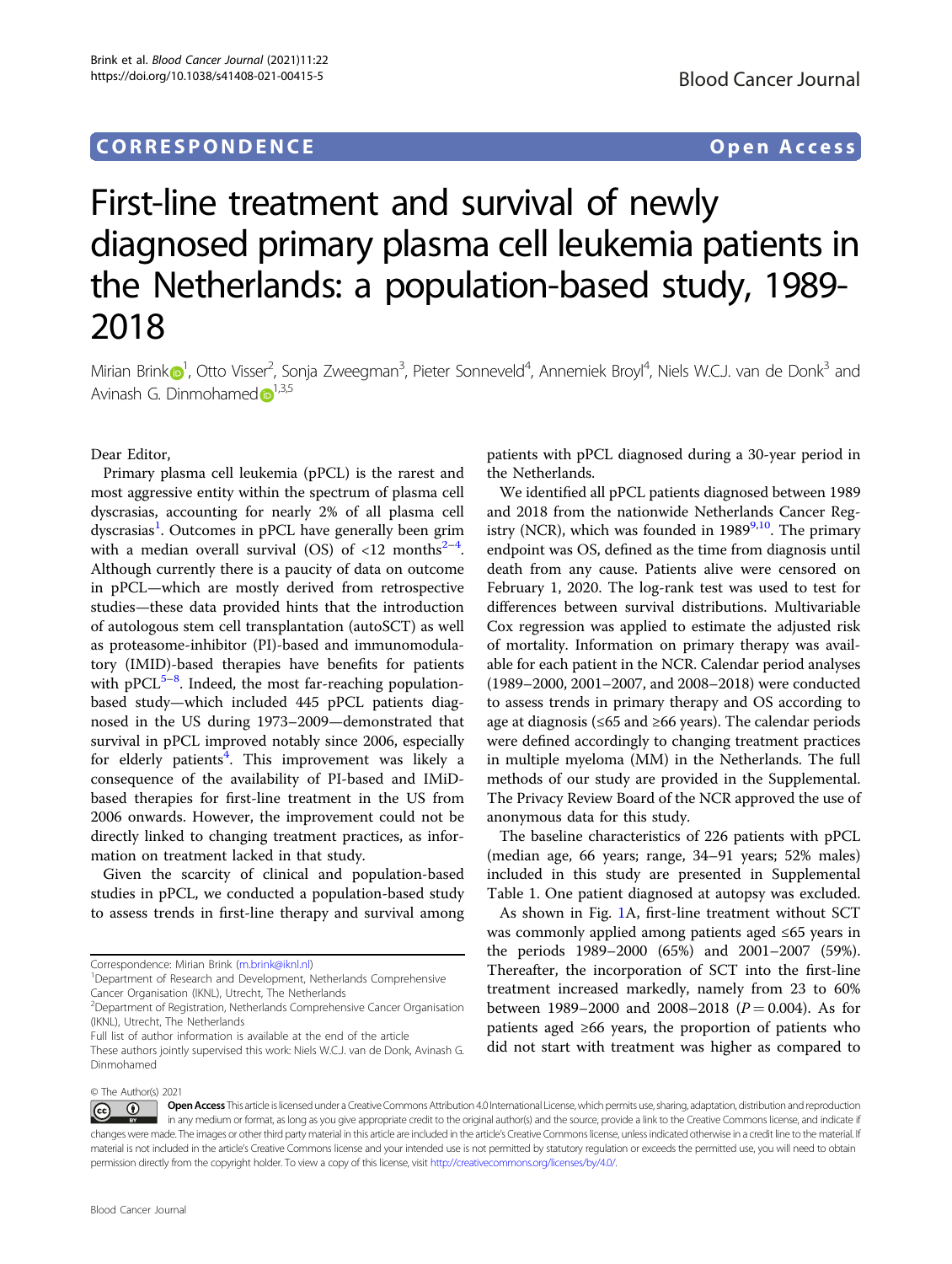CORRESPONDENCE **Open Access**

# First-line treatment and survival of newly diagnosed primary plasma cell leukemia patients in the Netherlands: a population-based study, 1989-2018

Mirian Brink[1], Otto Visser[2], Sonja Zweegman[3], Pieter Sonneveld[4], Annemiek Broyl[4], Niels W.C.J. van de Donk[3] and Avinash G. Dinmohamed[1,3,5]

Dear Editor,

Primary plasma cell leukemia (pPCL) is the rarest and most aggressive entity within the spectrum of plasma cell dyscrasias, accounting for nearly 2% of all plasma cell dyscrasias[1]. Outcomes in pPCL have generally been grim with a median overall survival (OS) of <12 months[2–4]. Although currently there is a paucity of data on outcome in pPCL—which are mostly derived from retrospective studies—these data provided hints that the introduction of autologous stem cell transplantation (autoSCT) as well as proteasome-inhibitor (PI)-based and immunomodulatory (IMID)-based therapies have benefits for patients with pPCL[5–8]. Indeed, the most far-reaching population-based study—which included 445 pPCL patients diagnosed in the US during 1973–2009—demonstrated that survival in pPCL improved notably since 2006, especially for elderly patients[4]. This improvement was likely a consequence of the availability of PI-based and IMiD-based therapies for first-line treatment in the US from 2006 onwards. However, the improvement could not be directly linked to changing treatment practices, as information on treatment lacked in that study.

Given the scarcity of clinical and population-based studies in pPCL, we conducted a population-based study to assess trends in first-line therapy and survival among patients with pPCL diagnosed during a 30-year period in the Netherlands.

We identified all pPCL patients diagnosed between 1989 and 2018 from the nationwide Netherlands Cancer Registry (NCR), which was founded in 1989[9,10]. The primary endpoint was OS, defined as the time from diagnosis until death from any cause. Patients alive were censored on February 1, 2020. The log-rank test was used to test for differences between survival distributions. Multivariable Cox regression was applied to estimate the adjusted risk of mortality. Information on primary therapy was available for each patient in the NCR. Calendar period analyses (1989–2000, 2001–2007, and 2008–2018) were conducted to assess trends in primary therapy and OS according to age at diagnosis (≤65 and ≥66 years). The calendar periods were defined accordingly to changing treatment practices in multiple myeloma (MM) in the Netherlands. The full methods of our study are provided in the Supplemental. The Privacy Review Board of the NCR approved the use of anonymous data for this study.

The baseline characteristics of 226 patients with pPCL (median age, 66 years; range, 34–91 years; 52% males) included in this study are presented in Supplemental Table 1. One patient diagnosed at autopsy was excluded.

As shown in Fig. 1A, first-line treatment without SCT was commonly applied among patients aged ≤65 years in the periods 1989–2000 (65%) and 2001–2007 (59%). Thereafter, the incorporation of SCT into the first-line treatment increased markedly, namely from 23 to 60% between 1989–2000 and 2008–2018 ($P = 0.004$). As for patients aged ≥66 years, the proportion of patients who did not start with treatment was higher as compared to

Correspondence: Mirian Brink (m.brink@iknl.nl)

[1]Department of Research and Development, Netherlands Comprehensive Cancer Organisation (IKNL), Utrecht, The Netherlands

[2]Department of Registration, Netherlands Comprehensive Cancer Organisation (IKNL), Utrecht, The Netherlands

Full list of author information is available at the end of the article

These authors jointly supervised this work: Niels W.C.J. van de Donk, Avinash G. Dinmohamed

© The Author(s) 2021

**Open Access** This article is licensed under a Creative Commons Attribution 4.0 International License, which permits use, sharing, adaptation, distribution and reproduction in any medium or format, as long as you give appropriate credit to the original author(s) and the source, provide a link to the Creative Commons license, and indicate if changes were made. The images or other third party material in this article are included in the article's Creative Commons license, unless indicated otherwise in a credit line to the material. If material is not included in the article's Creative Commons license and your intended use is not permitted by statutory regulation or exceeds the permitted use, you will need to obtain permission directly from the copyright holder. To view a copy of this license, visit http://creativecommons.org/licenses/by/4.0/.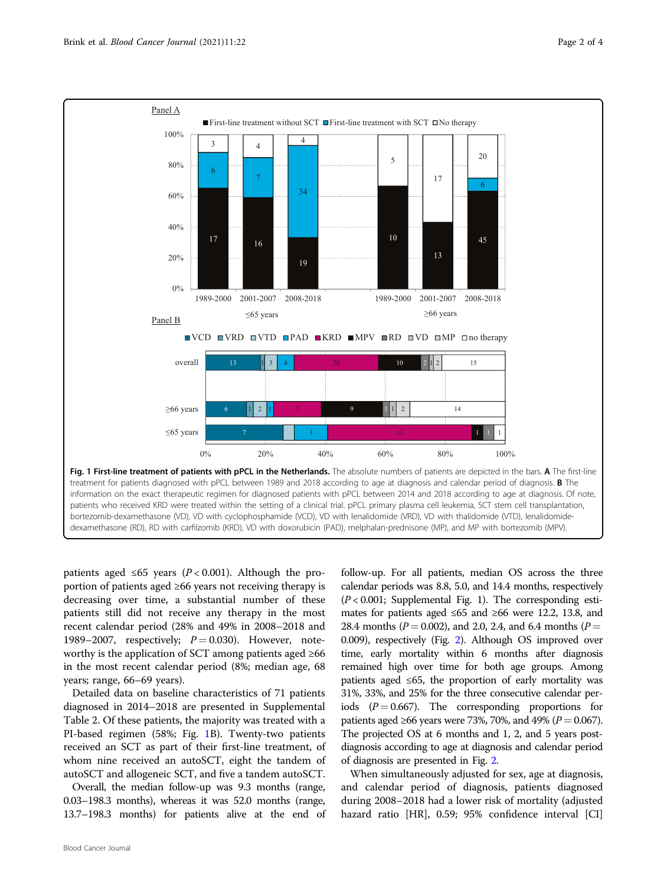Fig. 1 **First-line treatment of patients with pPCL in the Netherlands.** The absolute numbers of patients are depicted in the bars. **A** The first-line treatment for patients diagnosed with pPCL between 1989 and 2018 according to age at diagnosis and calendar period of diagnosis. **B** The information on the exact therapeutic regimen for diagnosed patients with pPCL between 2014 and 2018 according to age at diagnosis. Of note, patients who received KRD were treated within the setting of a clinical trial. pPCL primary plasma cell leukemia, SCT stem cell transplantation, bortezomib-dexamethasone (VD), VD with cyclophosphamide (VCD), VD with lenalidomide (VRD), VD with thalidomide (VTD), lenalidomide-dexamethasone (RD), RD with carfilzomib (KRD), VD with doxorubicin (PAD), melphalan-prednisone (MP), and MP with bortezomib (MPV).

patients aged ≤65 years ($P < 0.001$). Although the proportion of patients aged ≥66 years not receiving therapy is decreasing over time, a substantial number of these patients still did not receive any therapy in the most recent calendar period (28% and 49% in 2008–2018 and 1989–2007, respectively; $P = 0.030$). However, noteworthy is the application of SCT among patients aged ≥66 in the most recent calendar period (8%; median age, 68 years; range, 66–69 years).

Detailed data on baseline characteristics of 71 patients diagnosed in 2014–2018 are presented in Supplemental Table 2. Of these patients, the majority was treated with a PI-based regimen (58%; Fig. 1B). Twenty-two patients received an SCT as part of their first-line treatment, of whom nine received an autoSCT, eight the tandem of autoSCT and allogeneic SCT, and five a tandem autoSCT.

Overall, the median follow-up was 9.3 months (range, 0.03–198.3 months), whereas it was 52.0 months (range, 13.7–198.3 months) for patients alive at the end of follow-up. For all patients, median OS across the three calendar periods was 8.8, 5.0, and 14.4 months, respectively ($P < 0.001$; Supplemental Fig. 1). The corresponding estimates for patients aged ≤65 and ≥66 were 12.2, 13.8, and 28.4 months ($P = 0.002$), and 2.0, 2.4, and 6.4 months ($P = 0.009$), respectively (Fig. 2). Although OS improved over time, early mortality within 6 months after diagnosis remained high over time for both age groups. Among patients aged ≤65, the proportion of early mortality was 31%, 33%, and 25% for the three consecutive calendar periods ($P = 0.667$). The corresponding proportions for patients aged ≥66 years were 73%, 70%, and 49% ($P = 0.067$). The projected OS at 6 months and 1, 2, and 5 years post-diagnosis according to age at diagnosis and calendar period of diagnosis are presented in Fig. 2.

When simultaneously adjusted for sex, age at diagnosis, and calendar period of diagnosis, patients diagnosed during 2008–2018 had a lower risk of mortality (adjusted hazard ratio [HR], 0.59; 95% confidence interval [CI]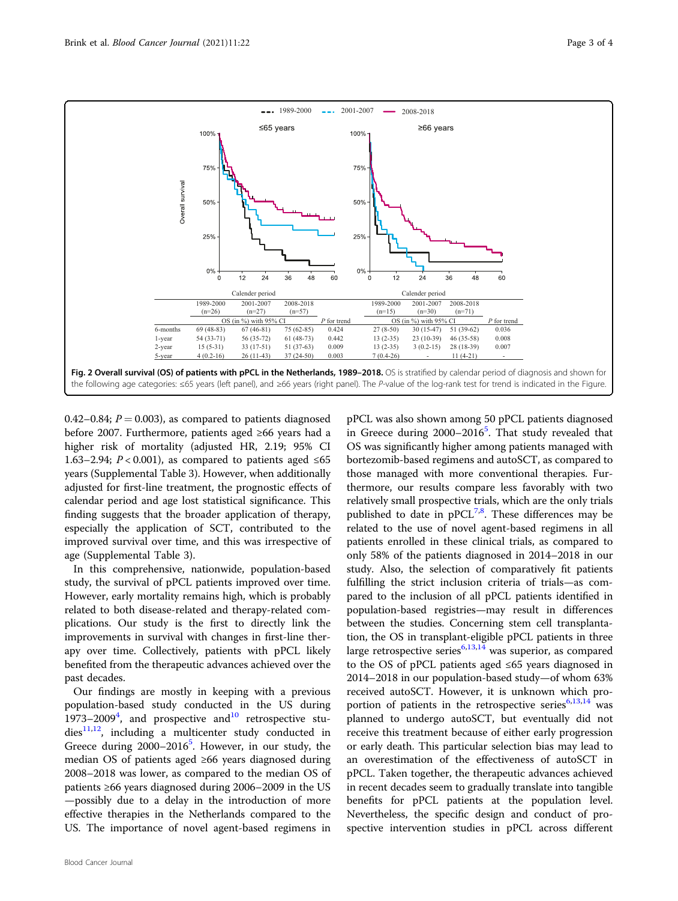| | Calender period | | | | Calender period | | | |
|---|---|---|---|---|---|---|---|---|
| | 1989-2000 (n=26) | 2001-2007 (n=27) | 2008-2018 (n=57) | | 1989-2000 (n=15) | 2001-2007 (n=30) | 2008-2018 (n=71) | |
| | OS (in %) with 95% CI | | | P for trend | OS (in %) with 95% CI | | | P for trend |
| 6-months | 69 (48-83) | 67 (46-81) | 75 (62-85) | 0.424 | 27 (8-50) | 30 (15-47) | 51 (39-62) | 0.036 |
| 1-year | 54 (33-71) | 56 (35-72) | 61 (48-73) | 0.442 | 13 (2-35) | 23 (10-39) | 46 (35-58) | 0.008 |
| 2-year | 15 (5-31) | 33 (17-51) | 51 (37-63) | 0.009 | 13 (2-35) | 3 (0.2-15) | 28 (18-39) | 0.007 |
| 5-year | 4 (0.2-16) | 26 (11-43) | 37 (24-50) | 0.003 | 7 (0.4-26) | - | 11 (4-21) | - |

**Fig. 2 Overall survival (OS) of patients with pPCL in the Netherlands, 1989–2018.** OS is stratified by calendar period of diagnosis and shown for the following age categories: ≤65 years (left panel), and ≥66 years (right panel). The *P*-value of the log-rank test for trend is indicated in the Figure.

0.42–0.84; $P = 0.003$), as compared to patients diagnosed before 2007. Furthermore, patients aged ≥66 years had a higher risk of mortality (adjusted HR, 2.19; 95% CI 1.63–2.94; $P < 0.001$), as compared to patients aged ≤65 years (Supplemental Table 3). However, when additionally adjusted for first-line treatment, the prognostic effects of calendar period and age lost statistical significance. This finding suggests that the broader application of therapy, especially the application of SCT, contributed to the improved survival over time, and this was irrespective of age (Supplemental Table 3).

In this comprehensive, nationwide, population-based study, the survival of pPCL patients improved over time. However, early mortality remains high, which is probably related to both disease-related and therapy-related complications. Our study is the first to directly link the improvements in survival with changes in first-line therapy over time. Collectively, patients with pPCL likely benefited from the therapeutic advances achieved over the past decades.

Our findings are mostly in keeping with a previous population-based study conducted in the US during 1973–2009[4], and prospective and[10] retrospective studies[11,12], including a multicenter study conducted in Greece during 2000–2016[5]. However, in our study, the median OS of patients aged ≥66 years diagnosed during 2008–2018 was lower, as compared to the median OS of patients ≥66 years diagnosed during 2006–2009 in the US—possibly due to a delay in the introduction of more effective therapies in the Netherlands compared to the US. The importance of novel agent-based regimens in pPCL was also shown among 50 pPCL patients diagnosed in Greece during 2000–2016[5]. That study revealed that OS was significantly higher among patients managed with bortezomib-based regimens and autoSCT, as compared to those managed with more conventional therapies. Furthermore, our results compare less favorably with two relatively small prospective trials, which are the only trials published to date in pPCL[7,8]. These differences may be related to the use of novel agent-based regimens in all patients enrolled in these clinical trials, as compared to only 58% of the patients diagnosed in 2014–2018 in our study. Also, the selection of comparatively fit patients fulfilling the strict inclusion criteria of trials—as compared to the inclusion of all pPCL patients identified in population-based registries—may result in differences between the studies. Concerning stem cell transplantation, the OS in transplant-eligible pPCL patients in three large retrospective series[6,13,14] was superior, as compared to the OS of pPCL patients aged ≤65 years diagnosed in 2014–2018 in our population-based study—of whom 63% received autoSCT. However, it is unknown which proportion of patients in the retrospective series[6,13,14] was planned to undergo autoSCT, but eventually did not receive this treatment because of either early progression or early death. This particular selection bias may lead to an overestimation of the effectiveness of autoSCT in pPCL. Taken together, the therapeutic advances achieved in recent decades seem to gradually translate into tangible benefits for pPCL patients at the population level. Nevertheless, the specific design and conduct of prospective intervention studies in pPCL across different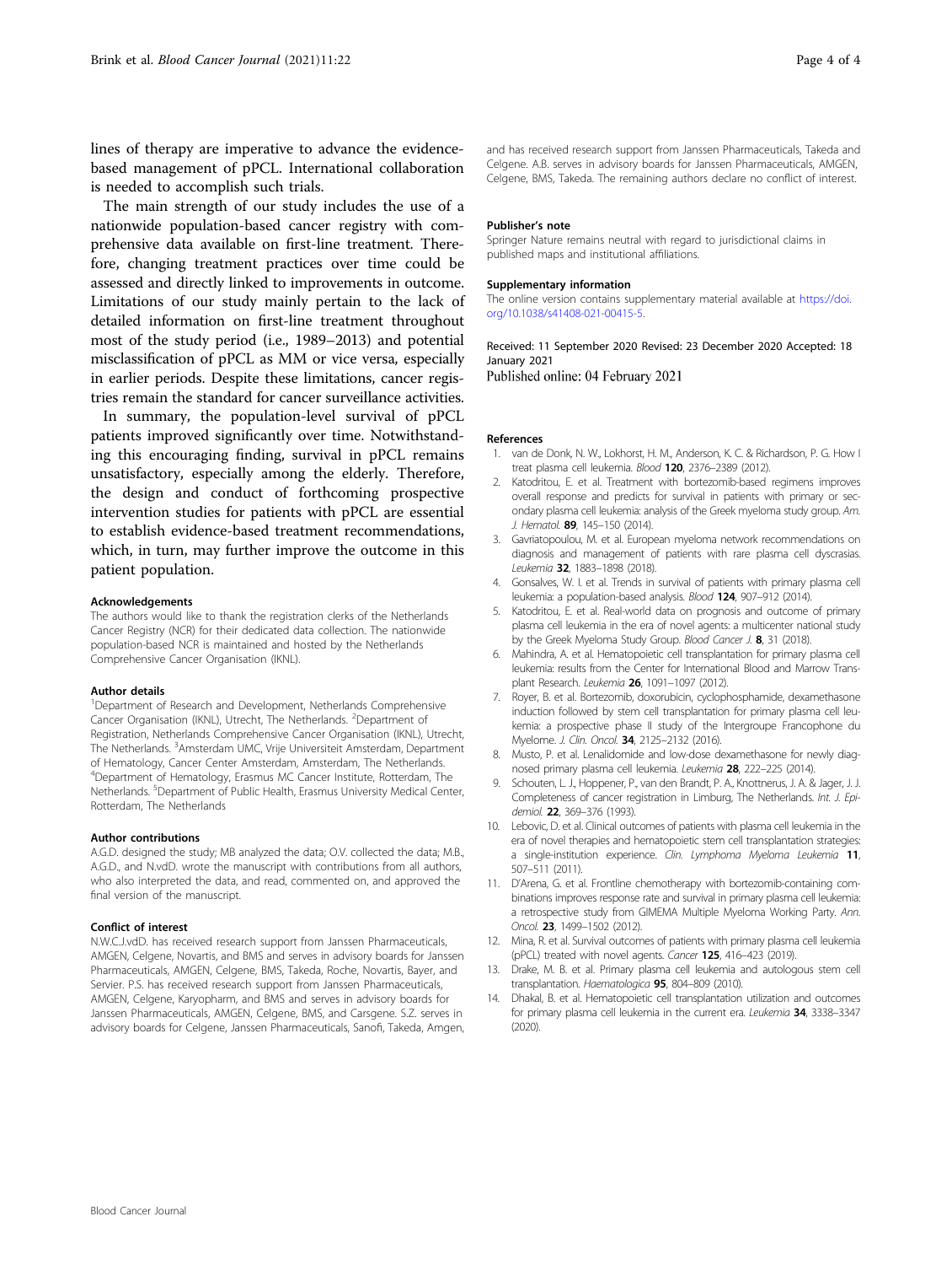lines of therapy are imperative to advance the evidence-based management of pPCL. International collaboration is needed to accomplish such trials.

The main strength of our study includes the use of a nationwide population-based cancer registry with comprehensive data available on first-line treatment. Therefore, changing treatment practices over time could be assessed and directly linked to improvements in outcome. Limitations of our study mainly pertain to the lack of detailed information on first-line treatment throughout most of the study period (i.e., 1989–2013) and potential misclassification of pPCL as MM or vice versa, especially in earlier periods. Despite these limitations, cancer registries remain the standard for cancer surveillance activities.

In summary, the population-level survival of pPCL patients improved significantly over time. Notwithstanding this encouraging finding, survival in pPCL remains unsatisfactory, especially among the elderly. Therefore, the design and conduct of forthcoming prospective intervention studies for patients with pPCL are essential to establish evidence-based treatment recommendations, which, in turn, may further improve the outcome in this patient population.

#### Acknowledgements

The authors would like to thank the registration clerks of the Netherlands Cancer Registry (NCR) for their dedicated data collection. The nationwide population-based NCR is maintained and hosted by the Netherlands Comprehensive Cancer Organisation (IKNL).

#### Author details

[1]Department of Research and Development, Netherlands Comprehensive Cancer Organisation (IKNL), Utrecht, The Netherlands. [2]Department of Registration, Netherlands Comprehensive Cancer Organisation (IKNL), Utrecht, The Netherlands. [3]Amsterdam UMC, Vrije Universiteit Amsterdam, Department of Hematology, Cancer Center Amsterdam, Amsterdam, The Netherlands. [4]Department of Hematology, Erasmus MC Cancer Institute, Rotterdam, The Netherlands. [5]Department of Public Health, Erasmus University Medical Center, Rotterdam, The Netherlands

#### Author contributions

A.G.D. designed the study; MB analyzed the data; O.V. collected the data; M.B., A.G.D., and N.vdD. wrote the manuscript with contributions from all authors, who also interpreted the data, and read, commented on, and approved the final version of the manuscript.

#### Conflict of interest

N.W.C.J.vdD. has received research support from Janssen Pharmaceuticals, AMGEN, Celgene, Novartis, and BMS and serves in advisory boards for Janssen Pharmaceuticals, AMGEN, Celgene, BMS, Takeda, Roche, Novartis, Bayer, and Servier. P.S. has received research support from Janssen Pharmaceuticals, AMGEN, Celgene, Karyopharm, and BMS and serves in advisory boards for Janssen Pharmaceuticals, AMGEN, Celgene, BMS, and Carsgene. S.Z. serves in advisory boards for Celgene, Janssen Pharmaceuticals, Sanofi, Takeda, Amgen, and has received research support from Janssen Pharmaceuticals, Takeda and Celgene. A.B. serves in advisory boards for Janssen Pharmaceuticals, AMGEN, Celgene, BMS, Takeda. The remaining authors declare no conflict of interest.

#### Publisher's note

Springer Nature remains neutral with regard to jurisdictional claims in published maps and institutional affiliations.

#### Supplementary information

The online version contains supplementary material available at https://doi.org/10.1038/s41408-021-00415-5.

Received: 11 September 2020 Revised: 23 December 2020 Accepted: 18 January 2021
Published online: 04 February 2021

#### References

1. van de Donk, N. W., Lokhorst, H. M., Anderson, K. C. & Richardson, P. G. How I treat plasma cell leukemia. *Blood* **120**, 2376–2389 (2012).
2. Katodritou, E. et al. Treatment with bortezomib-based regimens improves overall response and predicts for survival in patients with primary or secondary plasma cell leukemia: analysis of the Greek myeloma study group. *Am. J. Hematol.* **89**, 145–150 (2014).
3. Gavriatopoulou, M. et al. European myeloma network recommendations on diagnosis and management of patients with rare plasma cell dyscrasias. *Leukemia* **32**, 1883–1898 (2018).
4. Gonsalves, W. I. et al. Trends in survival of patients with primary plasma cell leukemia: a population-based analysis. *Blood* **124**, 907–912 (2014).
5. Katodritou, E. et al. Real-world data on prognosis and outcome of primary plasma cell leukemia in the era of novel agents: a multicenter national study by the Greek Myeloma Study Group. *Blood Cancer J.* **8**, 31 (2018).
6. Mahindra, A. et al. Hematopoietic cell transplantation for primary plasma cell leukemia: results from the Center for International Blood and Marrow Transplant Research. *Leukemia* **26**, 1091–1097 (2012).
7. Royer, B. et al. Bortezomib, doxorubicin, cyclophosphamide, dexamethasone induction followed by stem cell transplantation for primary plasma cell leukemia: a prospective phase II study of the Intergroupe Francophone du Myélome. *J. Clin. Oncol.* **34**, 2125–2132 (2016).
8. Musto, P. et al. Lenalidomide and low-dose dexamethasone for newly diagnosed primary plasma cell leukemia. *Leukemia* **28**, 222–225 (2014).
9. Schouten, L. J., Hoppener, P., van den Brandt, P. A., Knottnerus, J. A. & Jager, J. J. Completeness of cancer registration in Limburg, The Netherlands. *Int. J. Epidemiol.* **22**, 369–376 (1993).
10. Lebovic, D. et al. Clinical outcomes of patients with plasma cell leukemia in the era of novel therapies and hematopoietic stem cell transplantation strategies: a single-institution experience. *Clin. Lymphoma Myeloma Leukemia* **11**, 507–511 (2011).
11. D'Arena, G. et al. Frontline chemotherapy with bortezomib-containing combinations improves response rate and survival in primary plasma cell leukemia: a retrospective study from GIMEMA Multiple Myeloma Working Party. *Ann. Oncol.* **23**, 1499–1502 (2012).
12. Mina, R. et al. Survival outcomes of patients with primary plasma cell leukemia (pPCL) treated with novel agents. *Cancer* **125**, 416–423 (2019).
13. Drake, M. B. et al. Primary plasma cell leukemia and autologous stem cell transplantation. *Haematologica* **95**, 804–809 (2010).
14. Dhakal, B. et al. Hematopoietic cell transplantation utilization and outcomes for primary plasma cell leukemia in the current era. *Leukemia* **34**, 3338–3347 (2020).